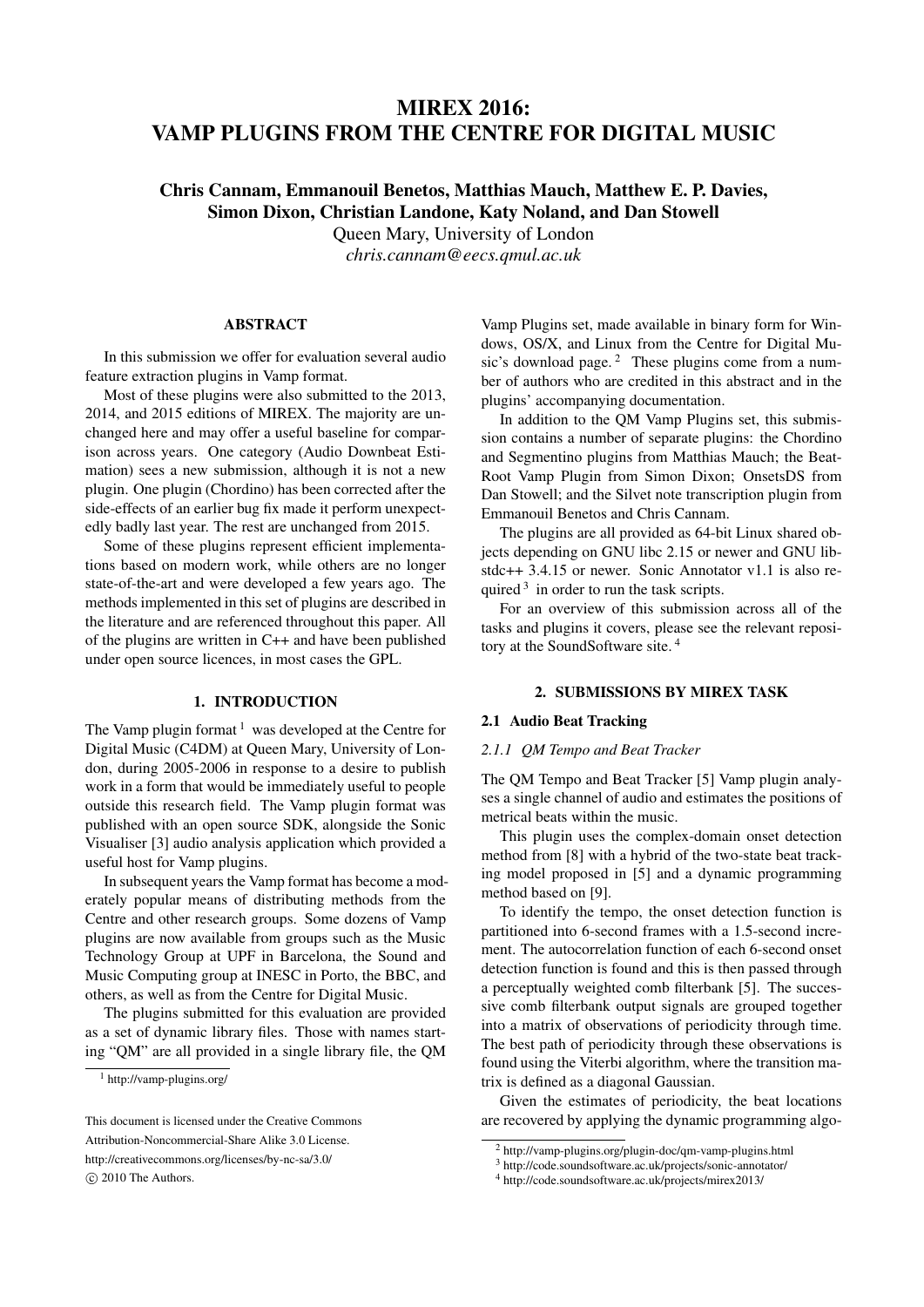# MIREX 2016: VAMP PLUGINS FROM THE CENTRE FOR DIGITAL MUSIC

**Chris Cannam, Emmanouil Benetos, Matthias Mauch, Matthew E. P. Davies, Simon Dixon, Christian Landone, Katy Noland, and Dan Stowell**

Queen Mary, University of London

*chris.cannam@eecs.qmul.ac.uk*

## ABSTRACT

In this submission we offer for evaluation several audio feature extraction plugins in Vamp format.

Most of these plugins were also submitted to the 2013, 2014, and 2015 editions of MIREX. The majority are unchanged here and may offer a useful baseline for comparison across years. One category (Audio Downbeat Estimation) sees a new submission, although it is not a new plugin. One plugin (Chordino) has been corrected after the side-effects of an earlier bug fix made it perform unexpectedly badly last year. The rest are unchanged from 2015.

Some of these plugins represent efficient implementations based on modern work, while others are no longer state-of-the-art and were developed a few years ago. The methods implemented in this set of plugins are described in the literature and are referenced throughout this paper. All of the plugins are written in C++ and have been published under open source licences, in most cases the GPL.

## 1. INTRODUCTION

The Vamp plugin format [1] was developed at the Centre for Digital Music (C4DM) at Queen Mary, University of London, during 2005-2006 in response to a desire to publish work in a form that would be immediately useful to people outside this research field. The Vamp plugin format was published with an open source SDK, alongside the Sonic Visualiser [3] audio analysis application which provided a useful host for Vamp plugins.

In subsequent years the Vamp format has become a moderately popular means of distributing methods from the Centre and other research groups. Some dozens of Vamp plugins are now available from groups such as the Music Technology Group at UPF in Barcelona, the Sound and Music Computing group at INESC in Porto, the BBC, and others, as well as from the Centre for Digital Music.

The plugins submitted for this evaluation are provided as a set of dynamic library files. Those with names starting "QM" are all provided in a single library file, the QM Vamp Plugins set, made available in binary form for Windows, OS/X, and Linux from the Centre for Digital Music's download page. [2] These plugins come from a number of authors who are credited in this abstract and in the plugins' accompanying documentation.

In addition to the QM Vamp Plugins set, this submission contains a number of separate plugins: the Chordino and Segmentino plugins from Matthias Mauch; the BeatRoot Vamp Plugin from Simon Dixon; OnsetsDS from Dan Stowell; and the Silvet note transcription plugin from Emmanouil Benetos and Chris Cannam.

The plugins are all provided as 64-bit Linux shared objects depending on GNU libc 2.15 or newer and GNU libstdc++ 3.4.15 or newer. Sonic Annotator v1.1 is also required [3] in order to run the task scripts.

For an overview of this submission across all of the tasks and plugins it covers, please see the relevant repository at the SoundSoftware site. [4]

## 2. SUBMISSIONS BY MIREX TASK

### 2.1 Audio Beat Tracking

#### *2.1.1 QM Tempo and Beat Tracker*

The QM Tempo and Beat Tracker [5] Vamp plugin analyses a single channel of audio and estimates the positions of metrical beats within the music.

This plugin uses the complex-domain onset detection method from [8] with a hybrid of the two-state beat tracking model proposed in [5] and a dynamic programming method based on [9].

To identify the tempo, the onset detection function is partitioned into 6-second frames with a 1.5-second increment. The autocorrelation function of each 6-second onset detection function is found and this is then passed through a perceptually weighted comb filterbank [5]. The successive comb filterbank output signals are grouped together into a matrix of observations of periodicity through time. The best path of periodicity through these observations is found using the Viterbi algorithm, where the transition matrix is defined as a diagonal Gaussian.

Given the estimates of periodicity, the beat locations are recovered by applying the dynamic programming algo-

---

[1] http://vamp-plugins.org/

[2] http://vamp-plugins.org/plugin-doc/qm-vamp-plugins.html

[3] http://code.soundsoftware.ac.uk/projects/sonic-annotator/

[4] http://code.soundsoftware.ac.uk/projects/mirex2013/

This document is licensed under the Creative Commons Attribution-Noncommercial-Share Alike 3.0 License. http://creativecommons.org/licenses/by-nc-sa/3.0/ © 2010 The Authors.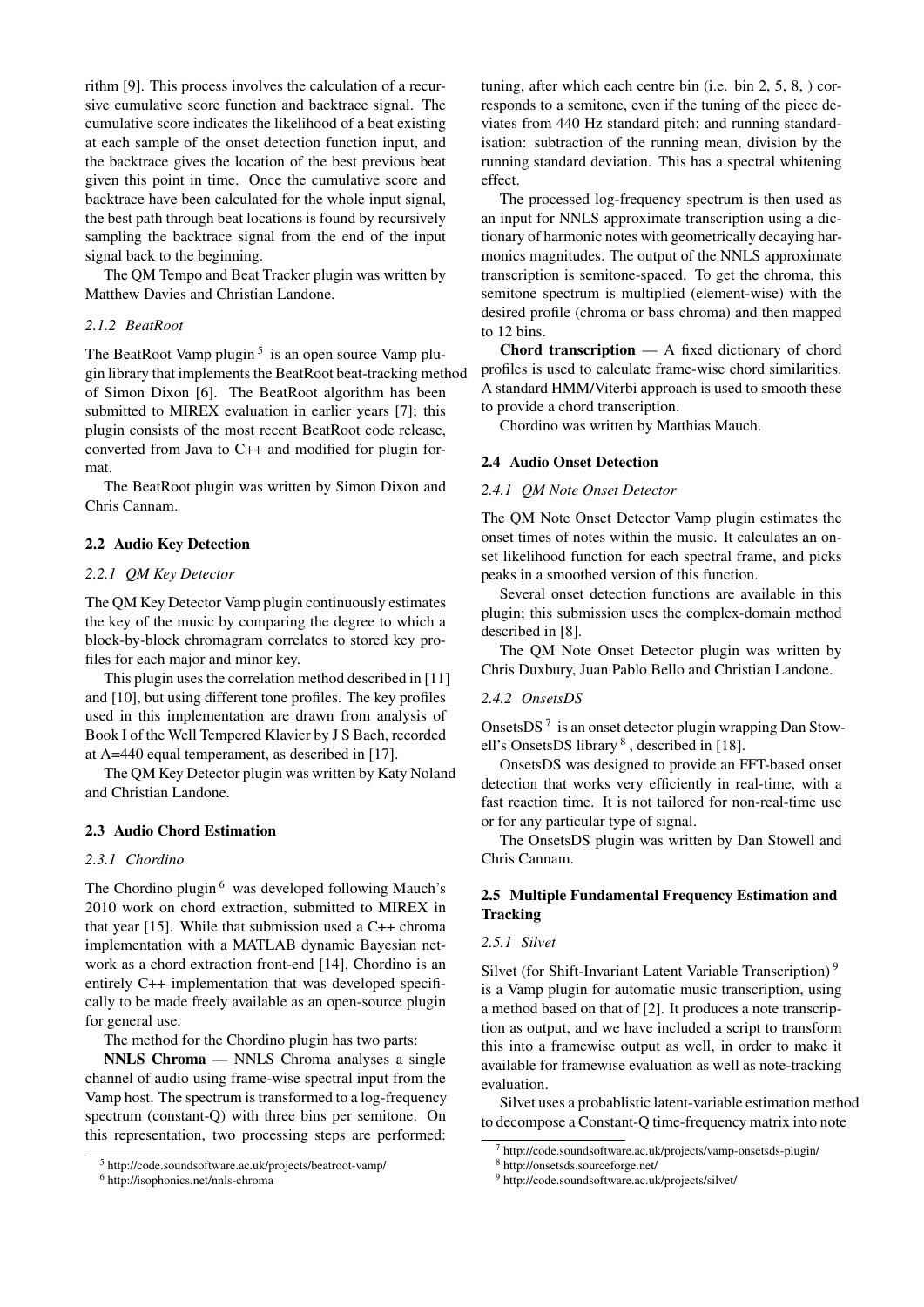rithm [9]. This process involves the calculation of a recursive cumulative score function and backtrace signal. The cumulative score indicates the likelihood of a beat existing at each sample of the onset detection function input, and the backtrace gives the location of the best previous beat given this point in time. Once the cumulative score and backtrace have been calculated for the whole input signal, the best path through beat locations is found by recursively sampling the backtrace signal from the end of the input signal back to the beginning.

The QM Tempo and Beat Tracker plugin was written by Matthew Davies and Christian Landone.

#### 2.1.2 BeatRoot

The BeatRoot Vamp plugin [5] is an open source Vamp plugin library that implements the BeatRoot beat-tracking method of Simon Dixon [6]. The BeatRoot algorithm has been submitted to MIREX evaluation in earlier years [7]; this plugin consists of the most recent BeatRoot code release, converted from Java to C++ and modified for plugin format.

The BeatRoot plugin was written by Simon Dixon and Chris Cannam.

### 2.2 Audio Key Detection

#### 2.2.1 QM Key Detector

The QM Key Detector Vamp plugin continuously estimates the key of the music by comparing the degree to which a block-by-block chromagram correlates to stored key profiles for each major and minor key.

This plugin uses the correlation method described in [11] and [10], but using different tone profiles. The key profiles used in this implementation are drawn from analysis of Book I of the Well Tempered Klavier by J S Bach, recorded at A=440 equal temperament, as described in [17].

The QM Key Detector plugin was written by Katy Noland and Christian Landone.

### 2.3 Audio Chord Estimation

#### 2.3.1 Chordino

The Chordino plugin [6] was developed following Mauch's 2010 work on chord extraction, submitted to MIREX in that year [15]. While that submission used a C++ chroma implementation with a MATLAB dynamic Bayesian network as a chord extraction front-end [14], Chordino is an entirely C++ implementation that was developed specifically to be made freely available as an open-source plugin for general use.

The method for the Chordino plugin has two parts:

**NNLS Chroma** — NNLS Chroma analyses a single channel of audio using frame-wise spectral input from the Vamp host. The spectrum is transformed to a log-frequency spectrum (constant-Q) with three bins per semitone. On this representation, two processing steps are performed: tuning, after which each centre bin (i.e. bin 2, 5, 8, ) corresponds to a semitone, even if the tuning of the piece deviates from 440 Hz standard pitch; and running standardisation: subtraction of the running mean, division by the running standard deviation. This has a spectral whitening effect.

The processed log-frequency spectrum is then used as an input for NNLS approximate transcription using a dictionary of harmonic notes with geometrically decaying harmonics magnitudes. The output of the NNLS approximate transcription is semitone-spaced. To get the chroma, this semitone spectrum is multiplied (element-wise) with the desired profile (chroma or bass chroma) and then mapped to 12 bins.

**Chord transcription** — A fixed dictionary of chord profiles is used to calculate frame-wise chord similarities. A standard HMM/Viterbi approach is used to smooth these to provide a chord transcription.

Chordino was written by Matthias Mauch.

### 2.4 Audio Onset Detection

#### 2.4.1 QM Note Onset Detector

The QM Note Onset Detector Vamp plugin estimates the onset times of notes within the music. It calculates an onset likelihood function for each spectral frame, and picks peaks in a smoothed version of this function.

Several onset detection functions are available in this plugin; this submission uses the complex-domain method described in [8].

The QM Note Onset Detector plugin was written by Chris Duxbury, Juan Pablo Bello and Christian Landone.

#### 2.4.2 OnsetsDS

OnsetsDS [7] is an onset detector plugin wrapping Dan Stowell's OnsetsDS library [8], described in [18].

OnsetsDS was designed to provide an FFT-based onset detection that works very efficiently in real-time, with a fast reaction time. It is not tailored for non-real-time use or for any particular type of signal.

The OnsetsDS plugin was written by Dan Stowell and Chris Cannam.

### 2.5 Multiple Fundamental Frequency Estimation and Tracking

#### 2.5.1 Silvet

Silvet (for Shift-Invariant Latent Variable Transcription) [9] is a Vamp plugin for automatic music transcription, using a method based on that of [2]. It produces a note transcription as output, and we have included a script to transform this into a framewise output as well, in order to make it available for framewise evaluation as well as note-tracking evaluation.

Silvet uses a probablistic latent-variable estimation method to decompose a Constant-Q time-frequency matrix into note

[5] http://code.soundsoftware.ac.uk/projects/beatroot-vamp/

[6] http://isophonics.net/nnls-chroma

[7] http://code.soundsoftware.ac.uk/projects/vamp-onsetsds-plugin/

[8] http://onsetsds.sourceforge.net/

[9] http://code.soundsoftware.ac.uk/projects/silvet/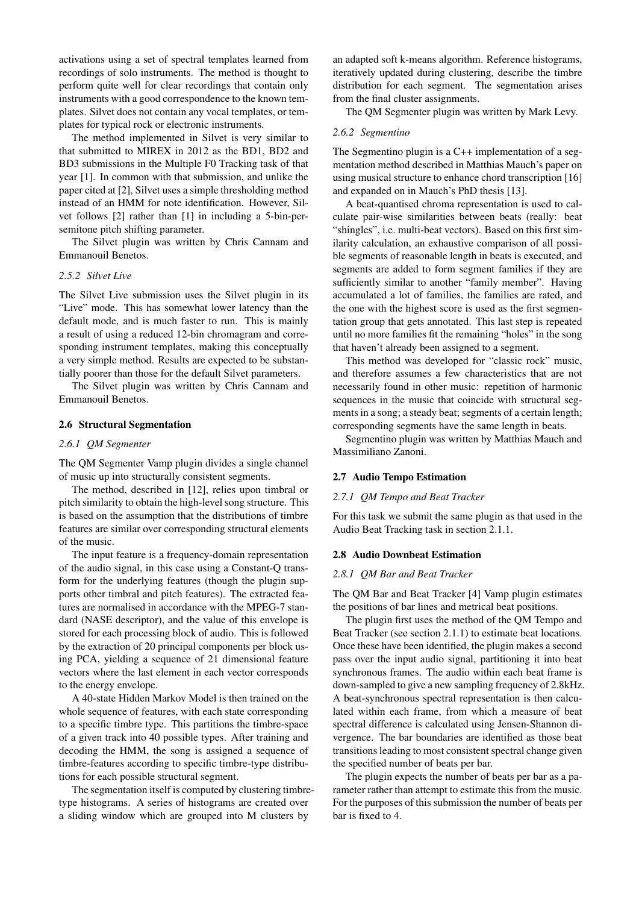activations using a set of spectral templates learned from recordings of solo instruments. The method is thought to perform quite well for clear recordings that contain only instruments with a good correspondence to the known templates. Silvet does not contain any vocal templates, or templates for typical rock or electronic instruments.

The method implemented in Silvet is very similar to that submitted to MIREX in 2012 as the BD1, BD2 and BD3 submissions in the Multiple F0 Tracking task of that year [1]. In common with that submission, and unlike the paper cited at [2], Silvet uses a simple thresholding method instead of an HMM for note identification. However, Silvet follows [2] rather than [1] in including a 5-bin-per-semitone pitch shifting parameter.

The Silvet plugin was written by Chris Cannam and Emmanouil Benetos.

#### *2.5.2 Silvet Live*

The Silvet Live submission uses the Silvet plugin in its "Live" mode. This has somewhat lower latency than the default mode, and is much faster to run. This is mainly a result of using a reduced 12-bin chromagram and corresponding instrument templates, making this conceptually a very simple method. Results are expected to be substantially poorer than those for the default Silvet parameters.

The Silvet plugin was written by Chris Cannam and Emmanouil Benetos.

### 2.6 Structural Segmentation

#### *2.6.1 QM Segmenter*

The QM Segmenter Vamp plugin divides a single channel of music up into structurally consistent segments.

The method, described in [12], relies upon timbral or pitch similarity to obtain the high-level song structure. This is based on the assumption that the distributions of timbre features are similar over corresponding structural elements of the music.

The input feature is a frequency-domain representation of the audio signal, in this case using a Constant-Q transform for the underlying features (though the plugin supports other timbral and pitch features). The extracted features are normalised in accordance with the MPEG-7 standard (NASE descriptor), and the value of this envelope is stored for each processing block of audio. This is followed by the extraction of 20 principal components per block using PCA, yielding a sequence of 21 dimensional feature vectors where the last element in each vector corresponds to the energy envelope.

A 40-state Hidden Markov Model is then trained on the whole sequence of features, with each state corresponding to a specific timbre type. This partitions the timbre-space of a given track into 40 possible types. After training and decoding the HMM, the song is assigned a sequence of timbre-features according to specific timbre-type distributions for each possible structural segment.

The segmentation itself is computed by clustering timbre-type histograms. A series of histograms are created over a sliding window which are grouped into M clusters by an adapted soft k-means algorithm. Reference histograms, iteratively updated during clustering, describe the timbre distribution for each segment. The segmentation arises from the final cluster assignments.

The QM Segmenter plugin was written by Mark Levy.

#### *2.6.2 Segmentino*

The Segmentino plugin is a C++ implementation of a segmentation method described in Matthias Mauch's paper on using musical structure to enhance chord transcription [16] and expanded on in Mauch's PhD thesis [13].

A beat-quantised chroma representation is used to calculate pair-wise similarities between beats (really: beat "shingles", i.e. multi-beat vectors). Based on this first similarity calculation, an exhaustive comparison of all possible segments of reasonable length in beats is executed, and segments are added to form segment families if they are sufficiently similar to another "family member". Having accumulated a lot of families, the families are rated, and the one with the highest score is used as the first segmentation group that gets annotated. This last step is repeated until no more families fit the remaining "holes" in the song that haven't already been assigned to a segment.

This method was developed for "classic rock" music, and therefore assumes a few characteristics that are not necessarily found in other music: repetition of harmonic sequences in the music that coincide with structural segments in a song; a steady beat; segments of a certain length; corresponding segments have the same length in beats.

Segmentino plugin was written by Matthias Mauch and Massimiliano Zanoni.

### 2.7 Audio Tempo Estimation

#### *2.7.1 QM Tempo and Beat Tracker*

For this task we submit the same plugin as that used in the Audio Beat Tracking task in section 2.1.1.

### 2.8 Audio Downbeat Estimation

#### *2.8.1 QM Bar and Beat Tracker*

The QM Bar and Beat Tracker [4] Vamp plugin estimates the positions of bar lines and metrical beat positions.

The plugin first uses the method of the QM Tempo and Beat Tracker (see section 2.1.1) to estimate beat locations. Once these have been identified, the plugin makes a second pass over the input audio signal, partitioning it into beat synchronous frames. The audio within each beat frame is down-sampled to give a new sampling frequency of 2.8kHz. A beat-synchronous spectral representation is then calculated within each frame, from which a measure of beat spectral difference is calculated using Jensen-Shannon divergence. The bar boundaries are identified as those beat transitions leading to most consistent spectral change given the specified number of beats per bar.

The plugin expects the number of beats per bar as a parameter rather than attempt to estimate this from the music. For the purposes of this submission the number of beats per bar is fixed to 4.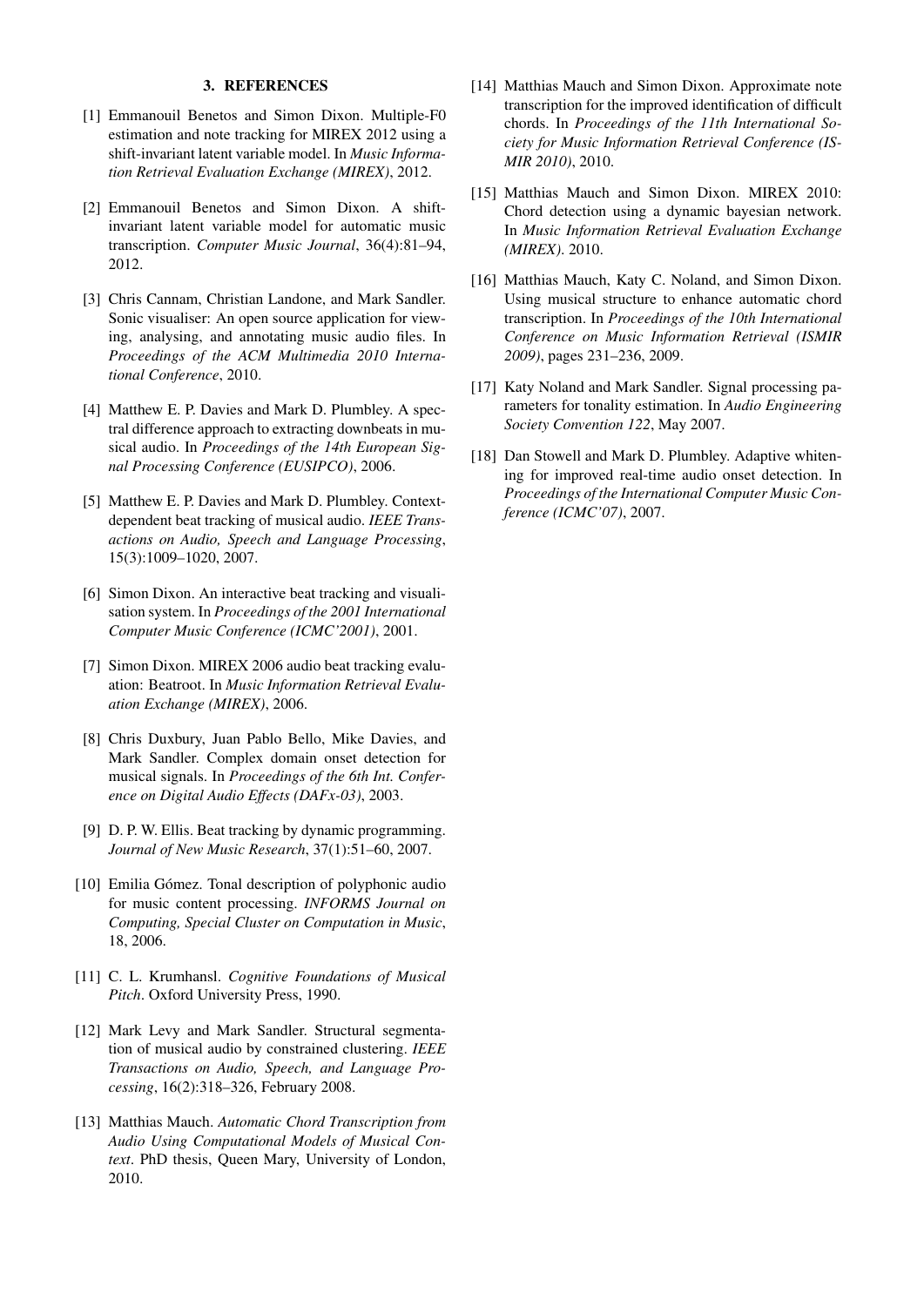## 3. REFERENCES

[1] Emmanouil Benetos and Simon Dixon. Multiple-F0 estimation and note tracking for MIREX 2012 using a shift-invariant latent variable model. In *Music Information Retrieval Evaluation Exchange (MIREX)*, 2012.

[2] Emmanouil Benetos and Simon Dixon. A shift-invariant latent variable model for automatic music transcription. *Computer Music Journal*, 36(4):81–94, 2012.

[3] Chris Cannam, Christian Landone, and Mark Sandler. Sonic visualiser: An open source application for viewing, analysing, and annotating music audio files. In *Proceedings of the ACM Multimedia 2010 International Conference*, 2010.

[4] Matthew E. P. Davies and Mark D. Plumbley. A spectral difference approach to extracting downbeats in musical audio. In *Proceedings of the 14th European Signal Processing Conference (EUSIPCO)*, 2006.

[5] Matthew E. P. Davies and Mark D. Plumbley. Context-dependent beat tracking of musical audio. *IEEE Transactions on Audio, Speech and Language Processing*, 15(3):1009–1020, 2007.

[6] Simon Dixon. An interactive beat tracking and visualisation system. In *Proceedings of the 2001 International Computer Music Conference (ICMC'2001)*, 2001.

[7] Simon Dixon. MIREX 2006 audio beat tracking evaluation: Beatroot. In *Music Information Retrieval Evaluation Exchange (MIREX)*, 2006.

[8] Chris Duxbury, Juan Pablo Bello, Mike Davies, and Mark Sandler. Complex domain onset detection for musical signals. In *Proceedings of the 6th Int. Conference on Digital Audio Effects (DAFx-03)*, 2003.

[9] D. P. W. Ellis. Beat tracking by dynamic programming. *Journal of New Music Research*, 37(1):51–60, 2007.

[10] Emilia Gómez. Tonal description of polyphonic audio for music content processing. *INFORMS Journal on Computing, Special Cluster on Computation in Music*, 18, 2006.

[11] C. L. Krumhansl. *Cognitive Foundations of Musical Pitch*. Oxford University Press, 1990.

[12] Mark Levy and Mark Sandler. Structural segmentation of musical audio by constrained clustering. *IEEE Transactions on Audio, Speech, and Language Processing*, 16(2):318–326, February 2008.

[13] Matthias Mauch. *Automatic Chord Transcription from Audio Using Computational Models of Musical Context*. PhD thesis, Queen Mary, University of London, 2010.

[14] Matthias Mauch and Simon Dixon. Approximate note transcription for the improved identification of difficult chords. In *Proceedings of the 11th International Society for Music Information Retrieval Conference (ISMIR 2010)*, 2010.

[15] Matthias Mauch and Simon Dixon. MIREX 2010: Chord detection using a dynamic bayesian network. In *Music Information Retrieval Evaluation Exchange (MIREX)*. 2010.

[16] Matthias Mauch, Katy C. Noland, and Simon Dixon. Using musical structure to enhance automatic chord transcription. In *Proceedings of the 10th International Conference on Music Information Retrieval (ISMIR 2009)*, pages 231–236, 2009.

[17] Katy Noland and Mark Sandler. Signal processing parameters for tonality estimation. In *Audio Engineering Society Convention 122*, May 2007.

[18] Dan Stowell and Mark D. Plumbley. Adaptive whitening for improved real-time audio onset detection. In *Proceedings of the International Computer Music Conference (ICMC'07)*, 2007.